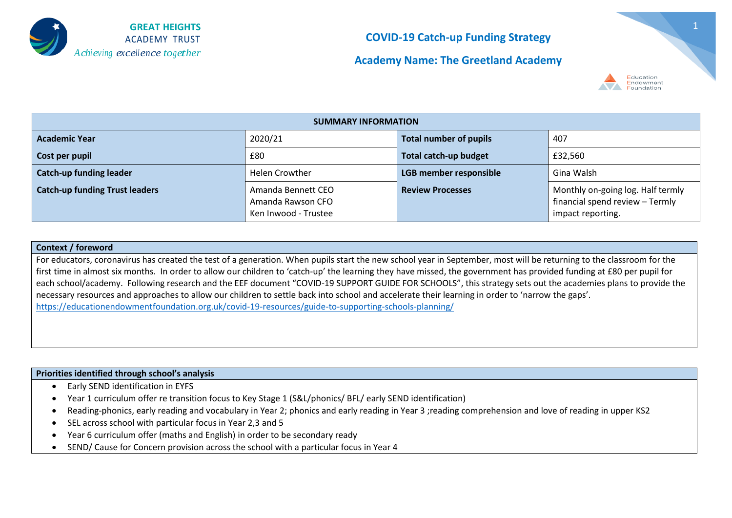GREAT HEIGHTS
ACADEMY TRUST
*Achieving excellence together*

# COVID-19 Catch-up Funding Strategy

## Academy Name: The Greetland Academy

Education Endowment Foundation

| SUMMARY INFORMATION | | | |
|---|---|---|---|
| **Academic Year** | 2020/21 | **Total number of pupils** | 407 |
| **Cost per pupil** | £80 | **Total catch-up budget** | £32,560 |
| **Catch-up funding leader** | Helen Crowther | **LGB member responsible** | Gina Walsh |
| **Catch-up funding Trust leaders** | Amanda Bennett CEO<br>Amanda Rawson CFO<br>Ken Inwood - Trustee | **Review Processes** | Monthly on-going log. Half termly financial spend review – Termly impact reporting. |

**Context / foreword**

For educators, coronavirus has created the test of a generation. When pupils start the new school year in September, most will be returning to the classroom for the first time in almost six months. In order to allow our children to 'catch-up' the learning they have missed, the government has provided funding at £80 per pupil for each school/academy. Following research and the EEF document "COVID-19 SUPPORT GUIDE FOR SCHOOLS", this strategy sets out the academies plans to provide the necessary resources and approaches to allow our children to settle back into school and accelerate their learning in order to 'narrow the gaps'.
https://educationendowmentfoundation.org.uk/covid-19-resources/guide-to-supporting-schools-planning/

**Priorities identified through school's analysis**

- Early SEND identification in EYFS
- Year 1 curriculum offer re transition focus to Key Stage 1 (S&L/phonics/ BFL/ early SEND identification)
- Reading-phonics, early reading and vocabulary in Year 2; phonics and early reading in Year 3 ;reading comprehension and love of reading in upper KS2
- SEL across school with particular focus in Year 2,3 and 5
- Year 6 curriculum offer (maths and English) in order to be secondary ready
- SEND/ Cause for Concern provision across the school with a particular focus in Year 4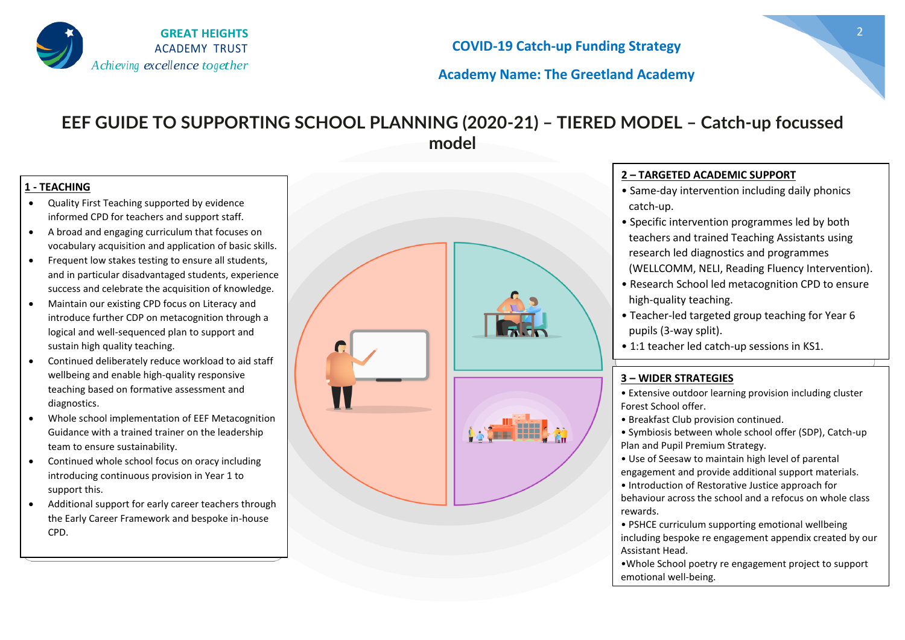GREAT HEIGHTS ACADEMY TRUST
*Achieving excellence together*

**COVID-19 Catch-up Funding Strategy**

**Academy Name: The Greetland Academy**

# EEF GUIDE TO SUPPORTING SCHOOL PLANNING (2020-21) – TIERED MODEL – Catch-up focussed model

## 1 - TEACHING

- Quality First Teaching supported by evidence informed CPD for teachers and support staff.
- A broad and engaging curriculum that focuses on vocabulary acquisition and application of basic skills.
- Frequent low stakes testing to ensure all students, and in particular disadvantaged students, experience success and celebrate the acquisition of knowledge.
- Maintain our existing CPD focus on Literacy and introduce further CDP on metacognition through a logical and well-sequenced plan to support and sustain high quality teaching.
- Continued deliberately reduce workload to aid staff wellbeing and enable high-quality responsive teaching based on formative assessment and diagnostics.
- Whole school implementation of EEF Metacognition Guidance with a trained trainer on the leadership team to ensure sustainability.
- Continued whole school focus on oracy including introducing continuous provision in Year 1 to support this.
- Additional support for early career teachers through the Early Career Framework and bespoke in-house CPD.

## 2 – TARGETED ACADEMIC SUPPORT

- Same-day intervention including daily phonics catch-up.
- Specific intervention programmes led by both teachers and trained Teaching Assistants using research led diagnostics and programmes (WELLCOMM, NELI, Reading Fluency Intervention).
- Research School led metacognition CPD to ensure high-quality teaching.
- Teacher-led targeted group teaching for Year 6 pupils (3-way split).
- 1:1 teacher led catch-up sessions in KS1.

## 3 – WIDER STRATEGIES

- Extensive outdoor learning provision including cluster Forest School offer.
- Breakfast Club provision continued.
- Symbiosis between whole school offer (SDP), Catch-up Plan and Pupil Premium Strategy.
- Use of Seesaw to maintain high level of parental engagement and provide additional support materials.
- Introduction of Restorative Justice approach for behaviour across the school and a refocus on whole class rewards.
- PSHCE curriculum supporting emotional wellbeing including bespoke re engagement appendix created by our Assistant Head.
- Whole School poetry re engagement project to support emotional well-being.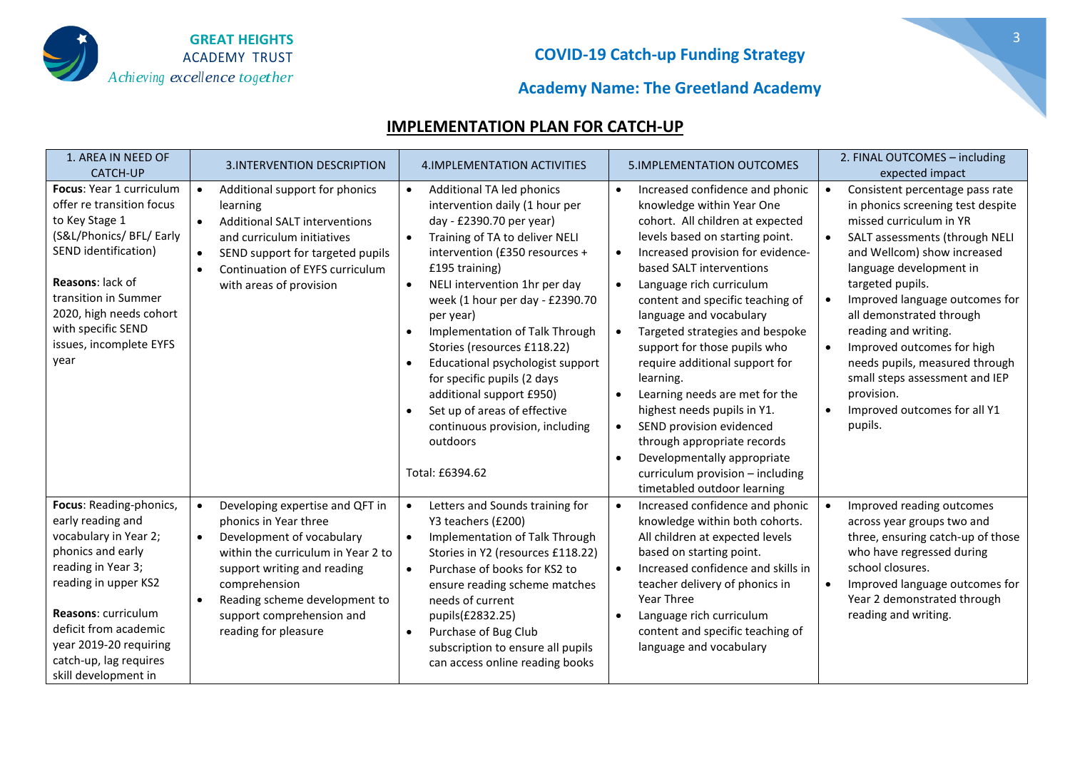# COVID-19 Catch-up Funding Strategy

## Academy Name: The Greetland Academy

## IMPLEMENTATION PLAN FOR CATCH-UP

| 1. AREA IN NEED OF CATCH-UP | 3.INTERVENTION DESCRIPTION | 4.IMPLEMENTATION ACTIVITIES | 5.IMPLEMENTATION OUTCOMES | 2. FINAL OUTCOMES – including expected impact |
|---|---|---|---|---|
| **Focus**: Year 1 curriculum offer re transition focus to Key Stage 1 (S&L/Phonics/ BFL/ Early SEND identification)<br><br>**Reasons**: lack of transition in Summer 2020, high needs cohort with specific SEND issues, incomplete EYFS year | • Additional support for phonics learning<br>• Additional SALT interventions and curriculum initiatives<br>• SEND support for targeted pupils<br>• Continuation of EYFS curriculum with areas of provision | • Additional TA led phonics intervention daily (1 hour per day - £2390.70 per year)<br>• Training of TA to deliver NELI intervention (£350 resources + £195 training)<br>• NELI intervention 1hr per day week (1 hour per day - £2390.70 per year)<br>• Implementation of Talk Through Stories (resources £118.22)<br>• Educational psychologist support for specific pupils (2 days additional support £950)<br>• Set up of areas of effective continuous provision, including outdoors<br><br>Total: £6394.62 | • Increased confidence and phonic knowledge within Year One cohort. All children at expected levels based on starting point.<br>• Increased provision for evidence-based SALT interventions<br>• Language rich curriculum content and specific teaching of language and vocabulary<br>• Targeted strategies and bespoke support for those pupils who require additional support for learning.<br>• Learning needs are met for the highest needs pupils in Y1.<br>• SEND provision evidenced through appropriate records<br>• Developmentally appropriate curriculum provision – including timetabled outdoor learning | • Consistent percentage pass rate in phonics screening test despite missed curriculum in YR<br>• SALT assessments (through NELI and Wellcom) show increased language development in targeted pupils.<br>• Improved language outcomes for all demonstrated through reading and writing.<br>• Improved outcomes for high needs pupils, measured through small steps assessment and IEP provision.<br>• Improved outcomes for all Y1 pupils. |
| **Focus**: Reading-phonics, early reading and vocabulary in Year 2; phonics and early reading in Year 3; reading in upper KS2<br><br>**Reasons**: curriculum deficit from academic year 2019-20 requiring catch-up, lag requires skill development in | • Developing expertise and QFT in phonics in Year three<br>• Development of vocabulary within the curriculum in Year 2 to support writing and reading comprehension<br>• Reading scheme development to support comprehension and reading for pleasure | • Letters and Sounds training for Y3 teachers (£200)<br>• Implementation of Talk Through Stories in Y2 (resources £118.22)<br>• Purchase of books for KS2 to ensure reading scheme matches needs of current pupils(£2832.25)<br>• Purchase of Bug Club subscription to ensure all pupils can access online reading books | • Increased confidence and phonic knowledge within both cohorts. All children at expected levels based on starting point.<br>• Increased confidence and skills in teacher delivery of phonics in Year Three<br>• Language rich curriculum content and specific teaching of language and vocabulary | • Improved reading outcomes across year groups two and three, ensuring catch-up of those who have regressed during school closures.<br>• Improved language outcomes for Year 2 demonstrated through reading and writing. |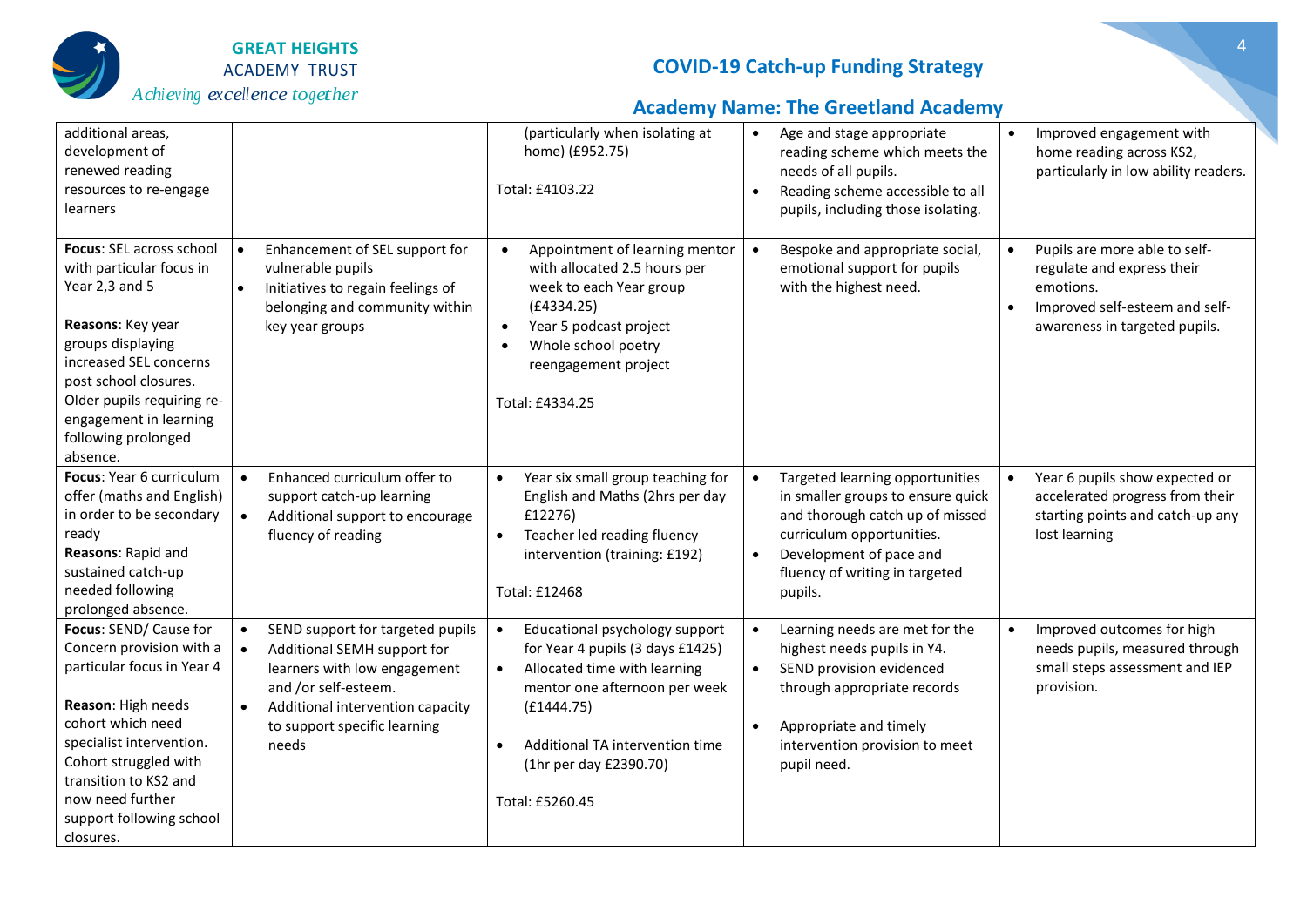## COVID-19 Catch-up Funding Strategy

## Academy Name: The Greetland Academy

| | | | | |
|---|---|---|---|---|
| additional areas, development of renewed reading resources to re-engage learners | | (particularly when isolating at home) (£952.75)<br><br>Total: £4103.22 | • Age and stage appropriate reading scheme which meets the needs of all pupils.<br>• Reading scheme accessible to all pupils, including those isolating. | • Improved engagement with home reading across KS2, particularly in low ability readers. |
| **Focus**: SEL across school with particular focus in Year 2,3 and 5<br><br>**Reasons**: Key year groups displaying increased SEL concerns post school closures. Older pupils requiring re-engagement in learning following prolonged absence. | • Enhancement of SEL support for vulnerable pupils<br>• Initiatives to regain feelings of belonging and community within key year groups | • Appointment of learning mentor with allocated 2.5 hours per week to each Year group (£4334.25)<br>• Year 5 podcast project<br>• Whole school poetry reengagement project<br><br>Total: £4334.25 | • Bespoke and appropriate social, emotional support for pupils with the highest need. | • Pupils are more able to self-regulate and express their emotions.<br>• Improved self-esteem and self-awareness in targeted pupils. |
| **Focus**: Year 6 curriculum offer (maths and English) in order to be secondary ready<br>**Reasons**: Rapid and sustained catch-up needed following prolonged absence. | • Enhanced curriculum offer to support catch-up learning<br>• Additional support to encourage fluency of reading | • Year six small group teaching for English and Maths (2hrs per day £12276)<br>• Teacher led reading fluency intervention (training: £192)<br><br>Total: £12468 | • Targeted learning opportunities in smaller groups to ensure quick and thorough catch up of missed curriculum opportunities.<br>• Development of pace and fluency of writing in targeted pupils. | • Year 6 pupils show expected or accelerated progress from their starting points and catch-up any lost learning |
| **Focus**: SEND/ Cause for Concern provision with a particular focus in Year 4<br><br>**Reason**: High needs cohort which need specialist intervention. Cohort struggled with transition to KS2 and now need further support following school closures. | • SEND support for targeted pupils<br>• Additional SEMH support for learners with low engagement and /or self-esteem.<br>• Additional intervention capacity to support specific learning needs | • Educational psychology support for Year 4 pupils (3 days £1425)<br>• Allocated time with learning mentor one afternoon per week (£1444.75)<br>• Additional TA intervention time (1hr per day £2390.70)<br><br>Total: £5260.45 | • Learning needs are met for the highest needs pupils in Y4.<br>• SEND provision evidenced through appropriate records<br>• Appropriate and timely intervention provision to meet pupil need. | • Improved outcomes for high needs pupils, measured through small steps assessment and IEP provision. |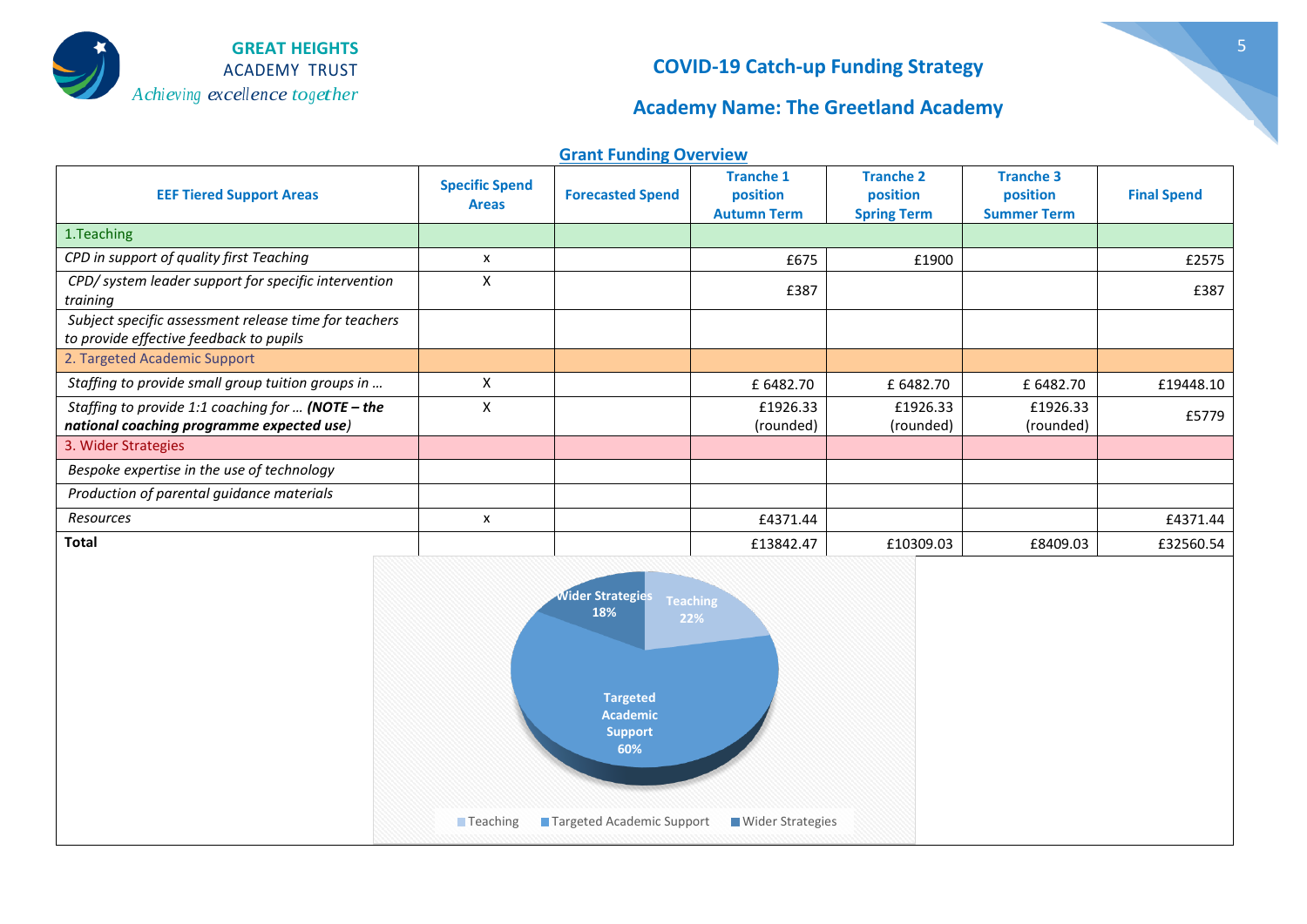GREAT HEIGHTS ACADEMY TRUST
*Achieving excellence together*

# COVID-19 Catch-up Funding Strategy

## Academy Name: The Greetland Academy

### Grant Funding Overview

| EEF Tiered Support Areas | Specific Spend Areas | Forecasted Spend | Tranche 1 position Autumn Term | Tranche 2 position Spring Term | Tranche 3 position Summer Term | Final Spend |
|---|---|---|---|---|---|---|
| 1.Teaching | | | | | | |
| *CPD in support of quality first Teaching* | x | | £675 | £1900 | | £2575 |
| *CPD/ system leader support for specific intervention training* | X | | £387 | | | £387 |
| *Subject specific assessment release time for teachers to provide effective feedback to pupils* | | | | | | |
| 2. Targeted Academic Support | | | | | | |
| *Staffing to provide small group tuition groups in …* | X | | £ 6482.70 | £ 6482.70 | £ 6482.70 | £19448.10 |
| *Staffing to provide 1:1 coaching for …* ***(NOTE – the national coaching programme expected use)*** | X | | £1926.33 (rounded) | £1926.33 (rounded) | £1926.33 (rounded) | £5779 |
| 3. Wider Strategies | | | | | | |
| *Bespoke expertise in the use of technology* | | | | | | |
| *Production of parental guidance materials* | | | | | | |
| *Resources* | x | | £4371.44 | | | £4371.44 |
| **Total** | | | £13842.47 | £10309.03 | £8409.03 | £32560.54 |

Wider Strategies 18%
Teaching 22%
Targeted Academic Support 60%

Teaching | Targeted Academic Support | Wider Strategies